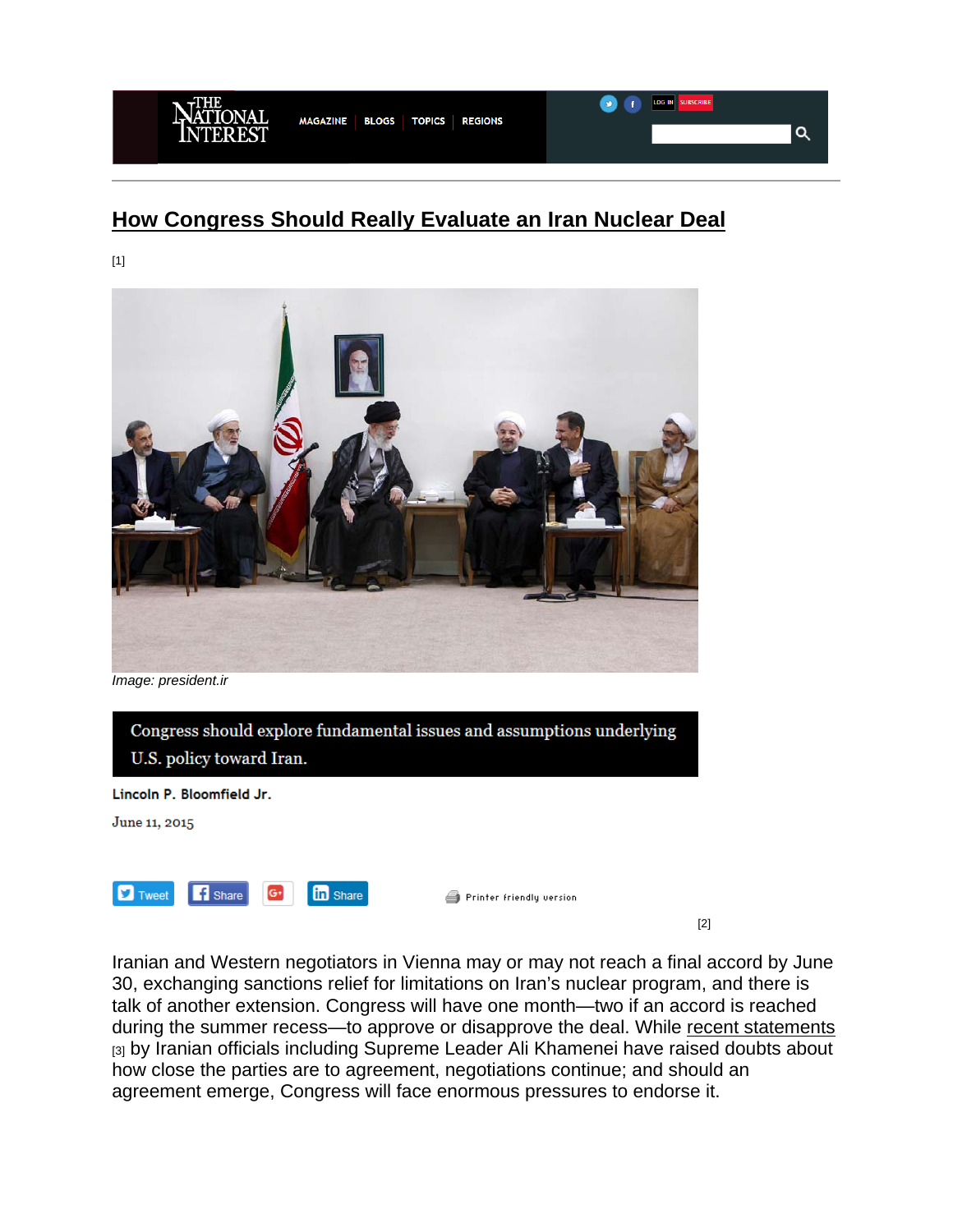# How Congress Should Really Evaluate an Iran Nuclear Deal

[1]

Image: president.ir

Congress should explore fundamental issues and assumptions underlying U.S. policy toward Iran.

**Lincoln P. Bloomfield Jr.**

June 11, 2015

[2]

Iranian and Western negotiators in Vienna may or may not reach a final accord by June 30, exchanging sanctions relief for limitations on Iran's nuclear program, and there is talk of another extension. Congress will have one month—two if an accord is reached during the summer recess—to approve or disapprove the deal. While recent statements [3] by Iranian officials including Supreme Leader Ali Khamenei have raised doubts about how close the parties are to agreement, negotiations continue; and should an agreement emerge, Congress will face enormous pressures to endorse it.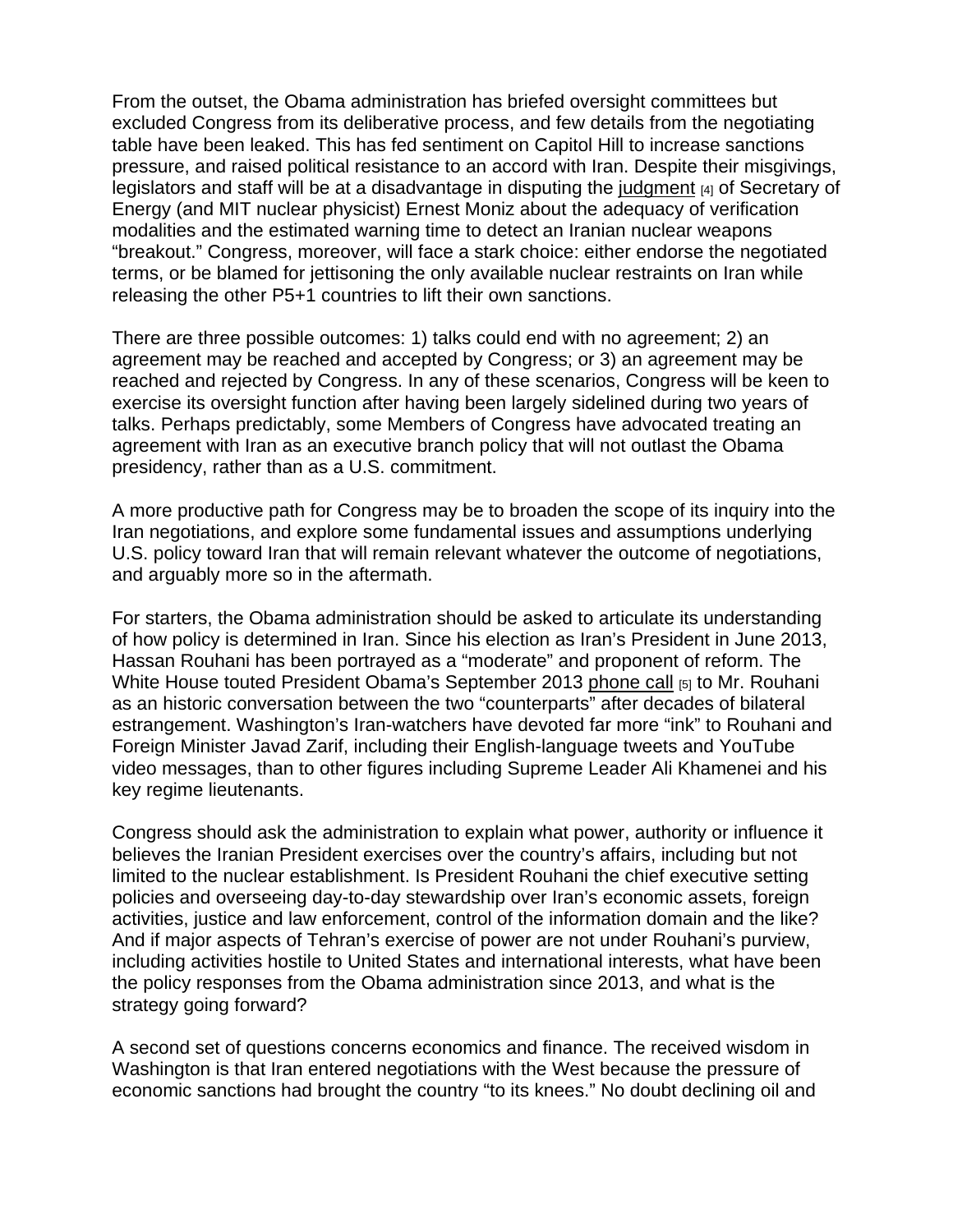From the outset, the Obama administration has briefed oversight committees but excluded Congress from its deliberative process, and few details from the negotiating table have been leaked. This has fed sentiment on Capitol Hill to increase sanctions pressure, and raised political resistance to an accord with Iran. Despite their misgivings, legislators and staff will be at a disadvantage in disputing the judgment [4] of Secretary of Energy (and MIT nuclear physicist) Ernest Moniz about the adequacy of verification modalities and the estimated warning time to detect an Iranian nuclear weapons "breakout." Congress, moreover, will face a stark choice: either endorse the negotiated terms, or be blamed for jettisoning the only available nuclear restraints on Iran while releasing the other P5+1 countries to lift their own sanctions.

There are three possible outcomes: 1) talks could end with no agreement; 2) an agreement may be reached and accepted by Congress; or 3) an agreement may be reached and rejected by Congress. In any of these scenarios, Congress will be keen to exercise its oversight function after having been largely sidelined during two years of talks. Perhaps predictably, some Members of Congress have advocated treating an agreement with Iran as an executive branch policy that will not outlast the Obama presidency, rather than as a U.S. commitment.

A more productive path for Congress may be to broaden the scope of its inquiry into the Iran negotiations, and explore some fundamental issues and assumptions underlying U.S. policy toward Iran that will remain relevant whatever the outcome of negotiations, and arguably more so in the aftermath.

For starters, the Obama administration should be asked to articulate its understanding of how policy is determined in Iran. Since his election as Iran's President in June 2013, Hassan Rouhani has been portrayed as a "moderate" and proponent of reform. The White House touted President Obama's September 2013 phone call [5] to Mr. Rouhani as an historic conversation between the two "counterparts" after decades of bilateral estrangement. Washington's Iran-watchers have devoted far more "ink" to Rouhani and Foreign Minister Javad Zarif, including their English-language tweets and YouTube video messages, than to other figures including Supreme Leader Ali Khamenei and his key regime lieutenants.

Congress should ask the administration to explain what power, authority or influence it believes the Iranian President exercises over the country's affairs, including but not limited to the nuclear establishment. Is President Rouhani the chief executive setting policies and overseeing day-to-day stewardship over Iran's economic assets, foreign activities, justice and law enforcement, control of the information domain and the like? And if major aspects of Tehran's exercise of power are not under Rouhani's purview, including activities hostile to United States and international interests, what have been the policy responses from the Obama administration since 2013, and what is the strategy going forward?

A second set of questions concerns economics and finance. The received wisdom in Washington is that Iran entered negotiations with the West because the pressure of economic sanctions had brought the country "to its knees." No doubt declining oil and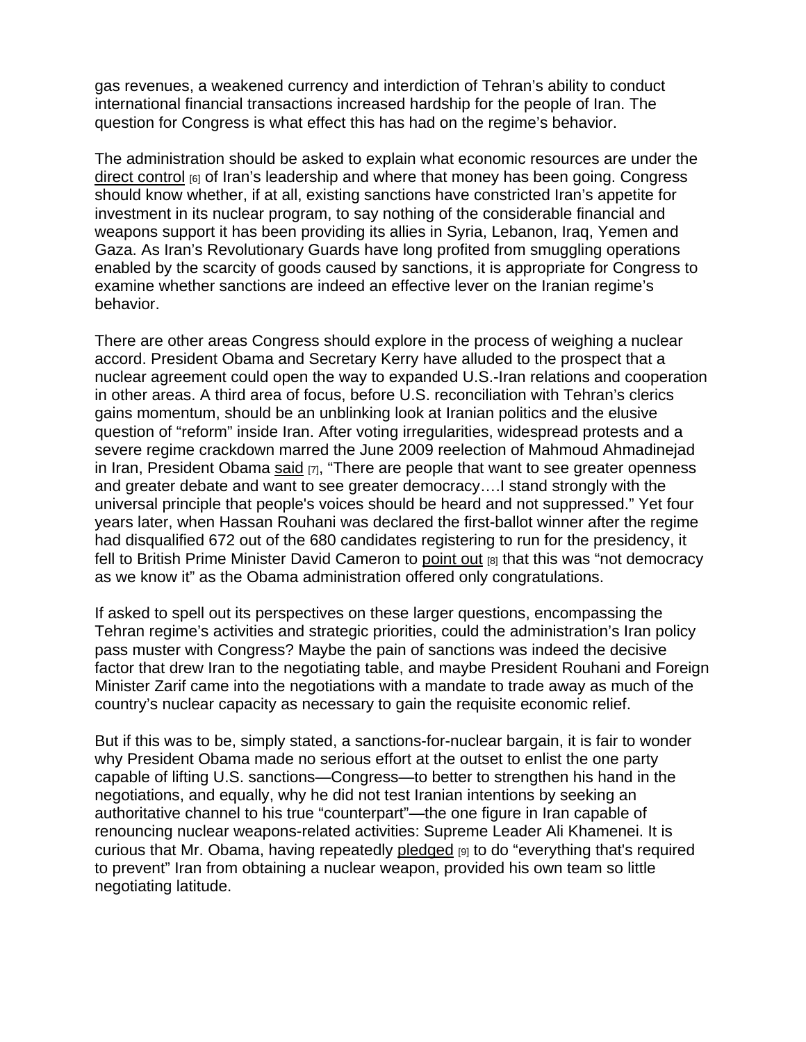gas revenues, a weakened currency and interdiction of Tehran's ability to conduct international financial transactions increased hardship for the people of Iran. The question for Congress is what effect this has had on the regime's behavior.

The administration should be asked to explain what economic resources are under the direct control [6] of Iran's leadership and where that money has been going. Congress should know whether, if at all, existing sanctions have constricted Iran's appetite for investment in its nuclear program, to say nothing of the considerable financial and weapons support it has been providing its allies in Syria, Lebanon, Iraq, Yemen and Gaza. As Iran's Revolutionary Guards have long profited from smuggling operations enabled by the scarcity of goods caused by sanctions, it is appropriate for Congress to examine whether sanctions are indeed an effective lever on the Iranian regime's behavior.

There are other areas Congress should explore in the process of weighing a nuclear accord. President Obama and Secretary Kerry have alluded to the prospect that a nuclear agreement could open the way to expanded U.S.-Iran relations and cooperation in other areas. A third area of focus, before U.S. reconciliation with Tehran's clerics gains momentum, should be an unblinking look at Iranian politics and the elusive question of "reform" inside Iran. After voting irregularities, widespread protests and a severe regime crackdown marred the June 2009 reelection of Mahmoud Ahmadinejad in Iran, President Obama said [7], "There are people that want to see greater openness and greater debate and want to see greater democracy….I stand strongly with the universal principle that people's voices should be heard and not suppressed." Yet four years later, when Hassan Rouhani was declared the first-ballot winner after the regime had disqualified 672 out of the 680 candidates registering to run for the presidency, it fell to British Prime Minister David Cameron to point out [8] that this was "not democracy as we know it" as the Obama administration offered only congratulations.

If asked to spell out its perspectives on these larger questions, encompassing the Tehran regime's activities and strategic priorities, could the administration's Iran policy pass muster with Congress? Maybe the pain of sanctions was indeed the decisive factor that drew Iran to the negotiating table, and maybe President Rouhani and Foreign Minister Zarif came into the negotiations with a mandate to trade away as much of the country's nuclear capacity as necessary to gain the requisite economic relief.

But if this was to be, simply stated, a sanctions-for-nuclear bargain, it is fair to wonder why President Obama made no serious effort at the outset to enlist the one party capable of lifting U.S. sanctions—Congress—to better to strengthen his hand in the negotiations, and equally, why he did not test Iranian intentions by seeking an authoritative channel to his true "counterpart"—the one figure in Iran capable of renouncing nuclear weapons-related activities: Supreme Leader Ali Khamenei. It is curious that Mr. Obama, having repeatedly pledged [9] to do "everything that's required to prevent" Iran from obtaining a nuclear weapon, provided his own team so little negotiating latitude.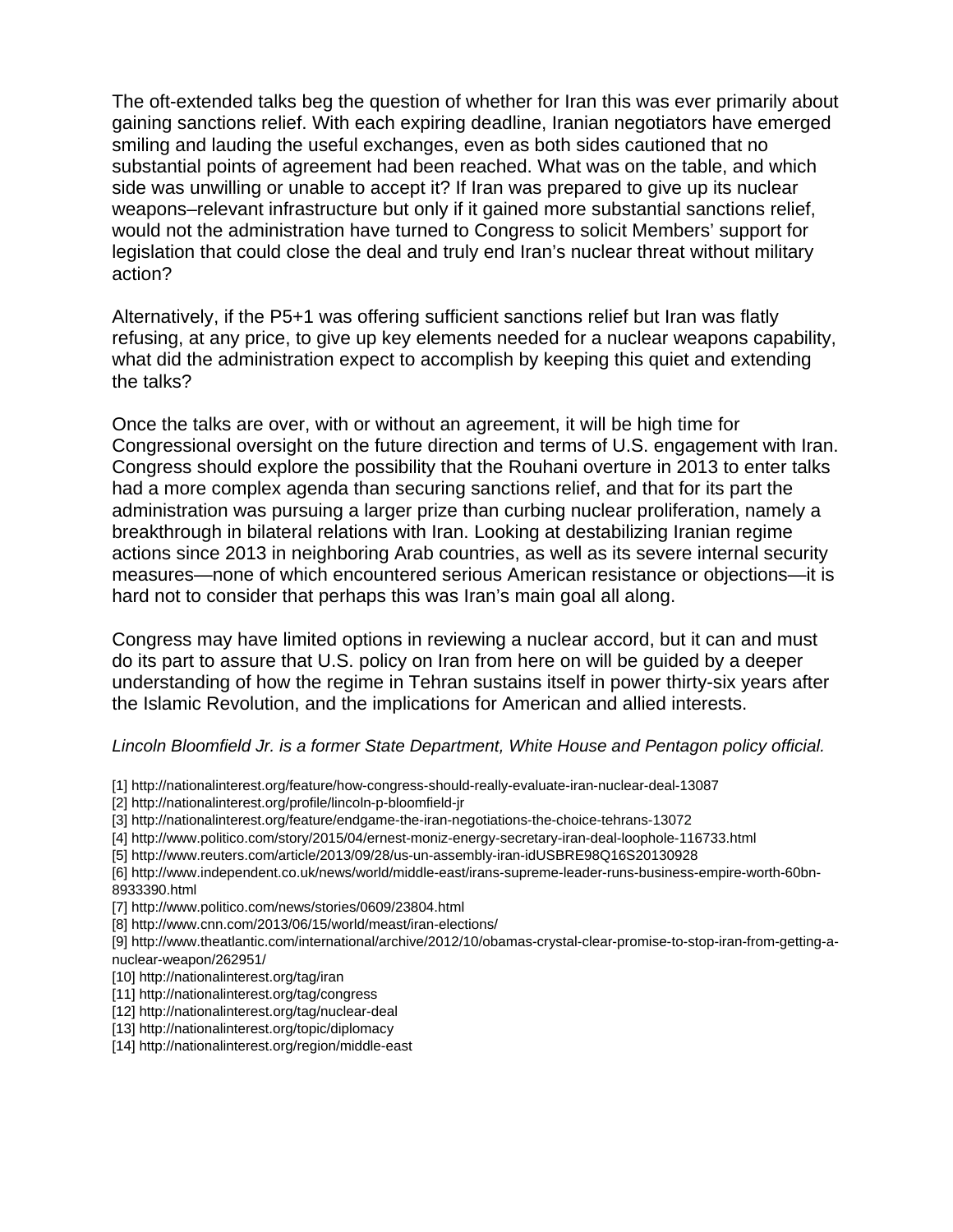The oft-extended talks beg the question of whether for Iran this was ever primarily about gaining sanctions relief. With each expiring deadline, Iranian negotiators have emerged smiling and lauding the useful exchanges, even as both sides cautioned that no substantial points of agreement had been reached. What was on the table, and which side was unwilling or unable to accept it? If Iran was prepared to give up its nuclear weapons–relevant infrastructure but only if it gained more substantial sanctions relief, would not the administration have turned to Congress to solicit Members' support for legislation that could close the deal and truly end Iran's nuclear threat without military action?

Alternatively, if the P5+1 was offering sufficient sanctions relief but Iran was flatly refusing, at any price, to give up key elements needed for a nuclear weapons capability, what did the administration expect to accomplish by keeping this quiet and extending the talks?

Once the talks are over, with or without an agreement, it will be high time for Congressional oversight on the future direction and terms of U.S. engagement with Iran. Congress should explore the possibility that the Rouhani overture in 2013 to enter talks had a more complex agenda than securing sanctions relief, and that for its part the administration was pursuing a larger prize than curbing nuclear proliferation, namely a breakthrough in bilateral relations with Iran. Looking at destabilizing Iranian regime actions since 2013 in neighboring Arab countries, as well as its severe internal security measures—none of which encountered serious American resistance or objections—it is hard not to consider that perhaps this was Iran's main goal all along.

Congress may have limited options in reviewing a nuclear accord, but it can and must do its part to assure that U.S. policy on Iran from here on will be guided by a deeper understanding of how the regime in Tehran sustains itself in power thirty-six years after the Islamic Revolution, and the implications for American and allied interests.

*Lincoln Bloomfield Jr. is a former State Department, White House and Pentagon policy official.*

[1] http://nationalinterest.org/feature/how-congress-should-really-evaluate-iran-nuclear-deal-13087
[2] http://nationalinterest.org/profile/lincoln-p-bloomfield-jr
[3] http://nationalinterest.org/feature/endgame-the-iran-negotiations-the-choice-tehrans-13072
[4] http://www.politico.com/story/2015/04/ernest-moniz-energy-secretary-iran-deal-loophole-116733.html
[5] http://www.reuters.com/article/2013/09/28/us-un-assembly-iran-idUSBRE98Q16S20130928
[6] http://www.independent.co.uk/news/world/middle-east/irans-supreme-leader-runs-business-empire-worth-60bn-8933390.html
[7] http://www.politico.com/news/stories/0609/23804.html
[8] http://www.cnn.com/2013/06/15/world/meast/iran-elections/
[9] http://www.theatlantic.com/international/archive/2012/10/obamas-crystal-clear-promise-to-stop-iran-from-getting-a-nuclear-weapon/262951/
[10] http://nationalinterest.org/tag/iran
[11] http://nationalinterest.org/tag/congress
[12] http://nationalinterest.org/tag/nuclear-deal
[13] http://nationalinterest.org/topic/diplomacy
[14] http://nationalinterest.org/region/middle-east